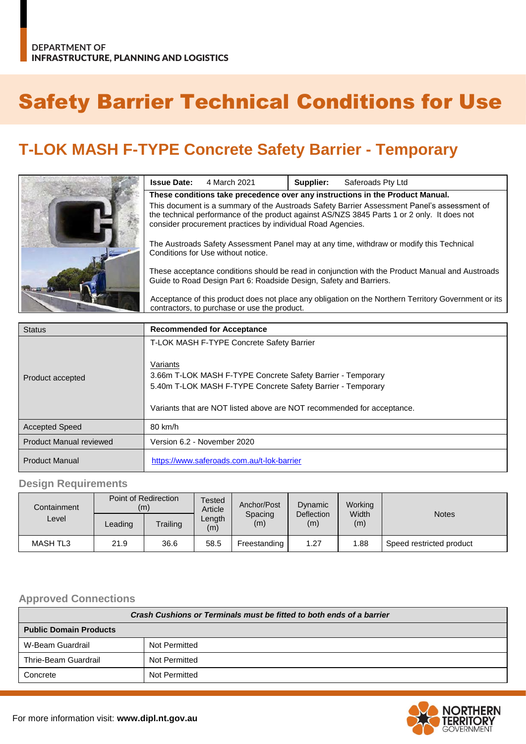DEPARTMENT OF
INFRASTRUCTURE, PLANNING AND LOGISTICS

# Safety Barrier Technical Conditions for Use

## T-LOK MASH F-TYPE Concrete Safety Barrier - Temporary

| **Issue Date:** 4 March 2021 | **Supplier:** Saferoads Pty Ltd |
|---|---|

**These conditions take precedence over any instructions in the Product Manual.**

This document is a summary of the Austroads Safety Barrier Assessment Panel's assessment of the technical performance of the product against AS/NZS 3845 Parts 1 or 2 only. It does not consider procurement practices by individual Road Agencies.

The Austroads Safety Assessment Panel may at any time, withdraw or modify this Technical Conditions for Use without notice.

These acceptance conditions should be read in conjunction with the Product Manual and Austroads Guide to Road Design Part 6: Roadside Design, Safety and Barriers.

Acceptance of this product does not place any obligation on the Northern Territory Government or its contractors, to purchase or use the product.

| Status | **Recommended for Acceptance** |
|---|---|
| Product accepted | T-LOK MASH F-TYPE Concrete Safety Barrier<br><br>Variants<br>3.66m T-LOK MASH F-TYPE Concrete Safety Barrier - Temporary<br>5.40m T-LOK MASH F-TYPE Concrete Safety Barrier - Temporary<br><br>Variants that are NOT listed above are NOT recommended for acceptance. |
| Accepted Speed | 80 km/h |
| Product Manual reviewed | Version 6.2 - November 2020 |
| Product Manual | https://www.saferoads.com.au/t-lok-barrier |

### Design Requirements

| Containment Level | Point of Redirection (m) | | Tested Article Length (m) | Anchor/Post Spacing (m) | Dynamic Deflection (m) | Working Width (m) | Notes |
|---|---|---|---|---|---|---|---|
| | Leading | Trailing | | | | | |
| MASH TL3 | 21.9 | 36.6 | 58.5 | Freestanding | 1.27 | 1.88 | Speed restricted product |

### Approved Connections

| ***Crash Cushions or Terminals must be fitted to both ends of a barrier*** | |
|---|---|
| **Public Domain Products** | |
| W-Beam Guardrail | Not Permitted |
| Thrie-Beam Guardrail | Not Permitted |
| Concrete | Not Permitted |

For more information visit: **www.dipl.nt.gov.au**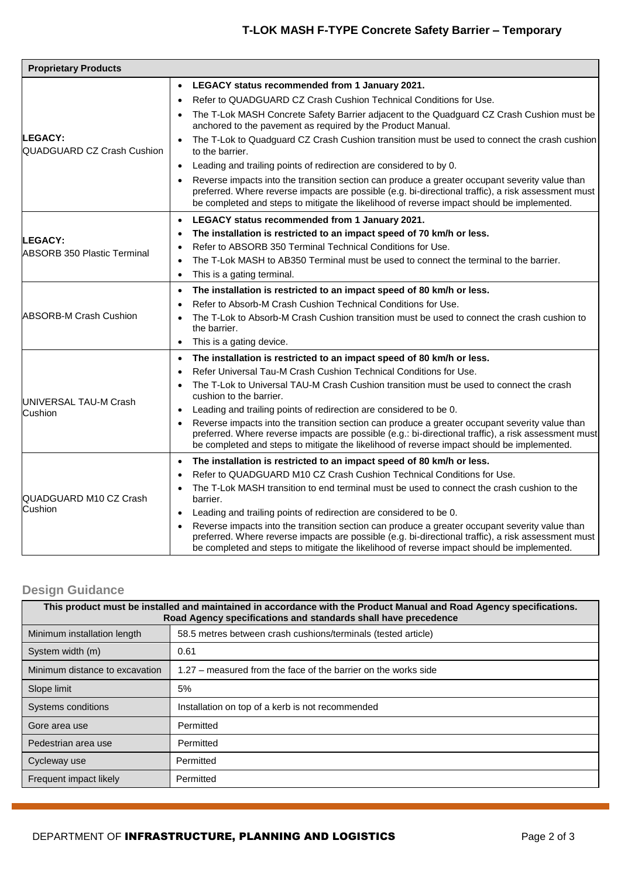| Proprietary Products | |
|---|---|
| **LEGACY:** QUADGUARD CZ Crash Cushion | • **LEGACY status recommended from 1 January 2021.**<br>• Refer to QUADGUARD CZ Crash Cushion Technical Conditions for Use.<br>• The T-Lok MASH Concrete Safety Barrier adjacent to the Quadguard CZ Crash Cushion must be anchored to the pavement as required by the Product Manual.<br>• The T-Lok to Quadguard CZ Crash Cushion transition must be used to connect the crash cushion to the barrier.<br>• Leading and trailing points of redirection are considered to by 0.<br>• Reverse impacts into the transition section can produce a greater occupant severity value than preferred. Where reverse impacts are possible (e.g. bi-directional traffic), a risk assessment must be completed and steps to mitigate the likelihood of reverse impact should be implemented. |
| **LEGACY:** ABSORB 350 Plastic Terminal | • **LEGACY status recommended from 1 January 2021.**<br>• **The installation is restricted to an impact speed of 70 km/h or less.**<br>• Refer to ABSORB 350 Terminal Technical Conditions for Use.<br>• The T-Lok MASH to AB350 Terminal must be used to connect the terminal to the barrier.<br>• This is a gating terminal. |
| ABSORB-M Crash Cushion | • **The installation is restricted to an impact speed of 80 km/h or less.**<br>• Refer to Absorb-M Crash Cushion Technical Conditions for Use.<br>• The T-Lok to Absorb-M Crash Cushion transition must be used to connect the crash cushion to the barrier.<br>• This is a gating device. |
| UNIVERSAL TAU-M Crash Cushion | • **The installation is restricted to an impact speed of 80 km/h or less.**<br>• Refer Universal Tau-M Crash Cushion Technical Conditions for Use.<br>• The T-Lok to Universal TAU-M Crash Cushion transition must be used to connect the crash cushion to the barrier.<br>• Leading and trailing points of redirection are considered to be 0.<br>• Reverse impacts into the transition section can produce a greater occupant severity value than preferred. Where reverse impacts are possible (e.g.: bi-directional traffic), a risk assessment must be completed and steps to mitigate the likelihood of reverse impact should be implemented. |
| QUADGUARD M10 CZ Crash Cushion | • **The installation is restricted to an impact speed of 80 km/h or less.**<br>• Refer to QUADGUARD M10 CZ Crash Cushion Technical Conditions for Use.<br>• The T-Lok MASH transition to end terminal must be used to connect the crash cushion to the barrier.<br>• Leading and trailing points of redirection are considered to be 0.<br>• Reverse impacts into the transition section can produce a greater occupant severity value than preferred. Where reverse impacts are possible (e.g. bi-directional traffic), a risk assessment must be completed and steps to mitigate the likelihood of reverse impact should be implemented. |

## Design Guidance

| This product must be installed and maintained in accordance with the Product Manual and Road Agency specifications. Road Agency specifications and standards shall have precedence | |
|---|---|
| Minimum installation length | 58.5 metres between crash cushions/terminals (tested article) |
| System width (m) | 0.61 |
| Minimum distance to excavation | 1.27 – measured from the face of the barrier on the works side |
| Slope limit | 5% |
| Systems conditions | Installation on top of a kerb is not recommended |
| Gore area use | Permitted |
| Pedestrian area use | Permitted |
| Cycleway use | Permitted |
| Frequent impact likely | Permitted |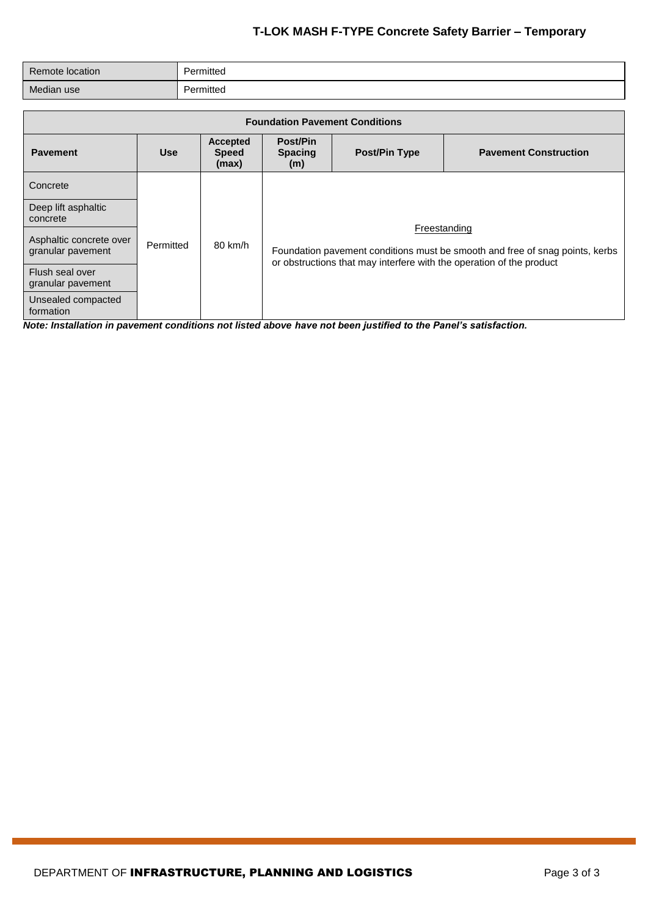| | |
|---|---|
| Remote location | Permitted |
| Median use | Permitted |

| Foundation Pavement Conditions | | | | | |
|---|---|---|---|---|---|
| **Pavement** | **Use** | **Accepted Speed (max)** | **Post/Pin Spacing (m)** | **Post/Pin Type** | **Pavement Construction** |
| Concrete | Permitted | 80 km/h | Freestanding<br>Foundation pavement conditions must be smooth and free of snag points, kerbs or obstructions that may interfere with the operation of the product | | |
| Deep lift asphaltic concrete | | | | | |
| Asphaltic concrete over granular pavement | | | | | |
| Flush seal over granular pavement | | | | | |
| Unsealed compacted formation | | | | | |

***Note: Installation in pavement conditions not listed above have not been justified to the Panel's satisfaction.***